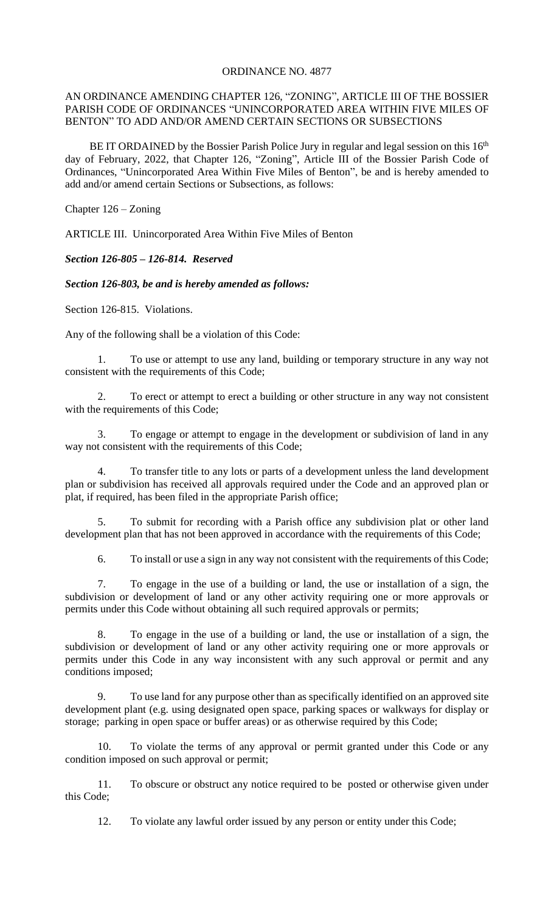ORDINANCE NO. 4877

AN ORDINANCE AMENDING CHAPTER 126, "ZONING", ARTICLE III OF THE BOSSIER PARISH CODE OF ORDINANCES "UNINCORPORATED AREA WITHIN FIVE MILES OF BENTON" TO ADD AND/OR AMEND CERTAIN SECTIONS OR SUBSECTIONS

BE IT ORDAINED by the Bossier Parish Police Jury in regular and legal session on this 16th day of February, 2022, that Chapter 126, "Zoning", Article III of the Bossier Parish Code of Ordinances, "Unincorporated Area Within Five Miles of Benton", be and is hereby amended to add and/or amend certain Sections or Subsections, as follows:

Chapter 126 – Zoning

ARTICLE III. Unincorporated Area Within Five Miles of Benton

***Section 126-805 – 126-814. Reserved***

***Section 126-803, be and is hereby amended as follows:***

Section 126-815. Violations.

Any of the following shall be a violation of this Code:

1. To use or attempt to use any land, building or temporary structure in any way not consistent with the requirements of this Code;

2. To erect or attempt to erect a building or other structure in any way not consistent with the requirements of this Code;

3. To engage or attempt to engage in the development or subdivision of land in any way not consistent with the requirements of this Code;

4. To transfer title to any lots or parts of a development unless the land development plan or subdivision has received all approvals required under the Code and an approved plan or plat, if required, has been filed in the appropriate Parish office;

5. To submit for recording with a Parish office any subdivision plat or other land development plan that has not been approved in accordance with the requirements of this Code;

6. To install or use a sign in any way not consistent with the requirements of this Code;

7. To engage in the use of a building or land, the use or installation of a sign, the subdivision or development of land or any other activity requiring one or more approvals or permits under this Code without obtaining all such required approvals or permits;

8. To engage in the use of a building or land, the use or installation of a sign, the subdivision or development of land or any other activity requiring one or more approvals or permits under this Code in any way inconsistent with any such approval or permit and any conditions imposed;

9. To use land for any purpose other than as specifically identified on an approved site development plant (e.g. using designated open space, parking spaces or walkways for display or storage; parking in open space or buffer areas) or as otherwise required by this Code;

10. To violate the terms of any approval or permit granted under this Code or any condition imposed on such approval or permit;

11. To obscure or obstruct any notice required to be posted or otherwise given under this Code;

12. To violate any lawful order issued by any person or entity under this Code;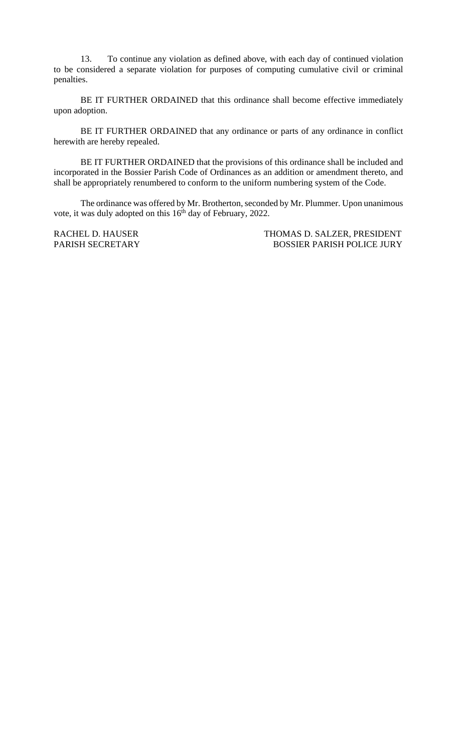13. To continue any violation as defined above, with each day of continued violation to be considered a separate violation for purposes of computing cumulative civil or criminal penalties.

BE IT FURTHER ORDAINED that this ordinance shall become effective immediately upon adoption.

BE IT FURTHER ORDAINED that any ordinance or parts of any ordinance in conflict herewith are hereby repealed.

BE IT FURTHER ORDAINED that the provisions of this ordinance shall be included and incorporated in the Bossier Parish Code of Ordinances as an addition or amendment thereto, and shall be appropriately renumbered to conform to the uniform numbering system of the Code.

The ordinance was offered by Mr. Brotherton, seconded by Mr. Plummer. Upon unanimous vote, it was duly adopted on this 16th day of February, 2022.

RACHEL D. HAUSER
PARISH SECRETARY

THOMAS D. SALZER, PRESIDENT
BOSSIER PARISH POLICE JURY